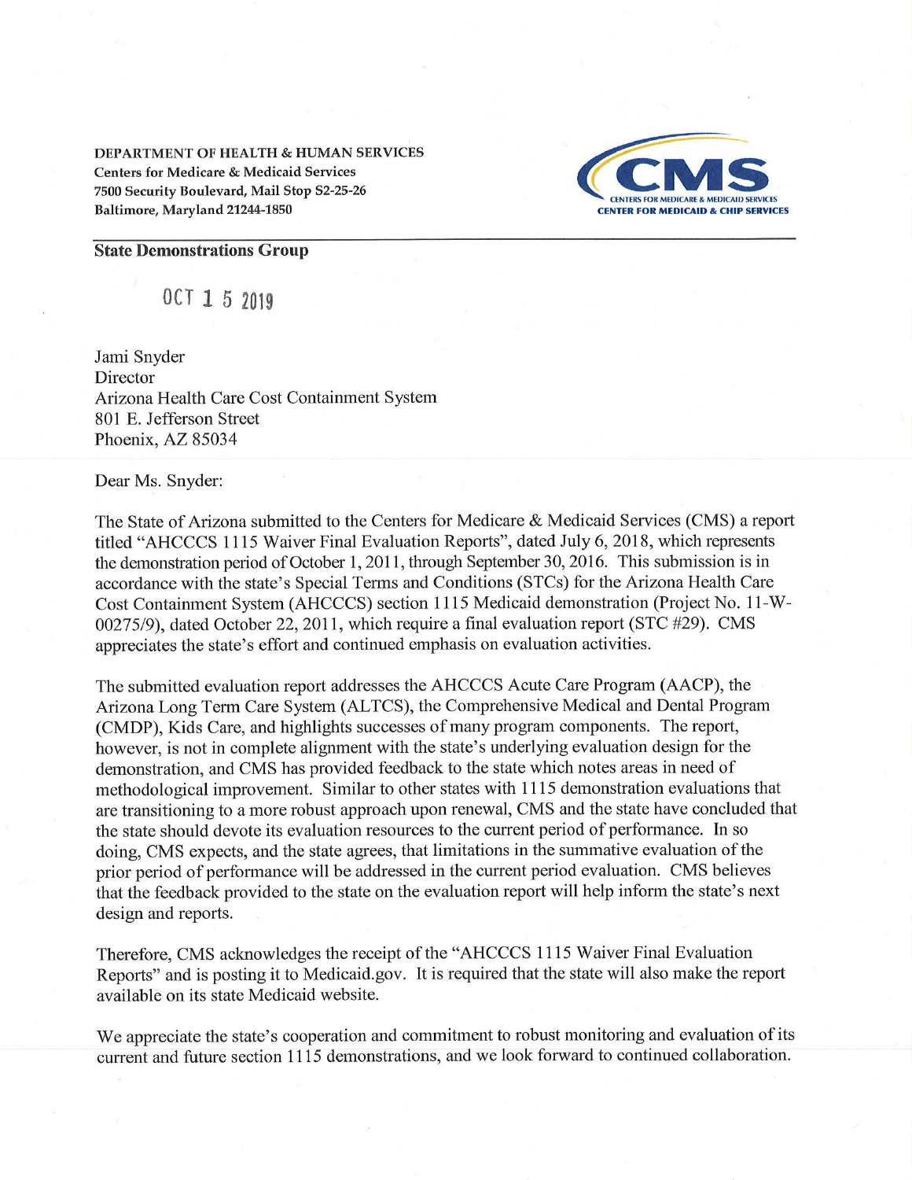DEPARTMENT OF HEALTH & HUMAN SERVICES
Centers for Medicare & Medicaid Services
7500 Security Boulevard, Mail Stop S2-25-26
Baltimore, Maryland 21244-1850

CMS
CENTERS FOR MEDICARE & MEDICAID SERVICES
CENTER FOR MEDICAID & CHIP SERVICES

**State Demonstrations Group**

OCT 15 2019

Jami Snyder
Director
Arizona Health Care Cost Containment System
801 E. Jefferson Street
Phoenix, AZ 85034

Dear Ms. Snyder:

The State of Arizona submitted to the Centers for Medicare & Medicaid Services (CMS) a report titled "AHCCCS 1115 Waiver Final Evaluation Reports", dated July 6, 2018, which represents the demonstration period of October 1, 2011, through September 30, 2016. This submission is in accordance with the state's Special Terms and Conditions (STCs) for the Arizona Health Care Cost Containment System (AHCCCS) section 1115 Medicaid demonstration (Project No. 11-W-00275/9), dated October 22, 2011, which require a final evaluation report (STC #29). CMS appreciates the state's effort and continued emphasis on evaluation activities.

The submitted evaluation report addresses the AHCCCS Acute Care Program (AACP), the Arizona Long Term Care System (ALTCS), the Comprehensive Medical and Dental Program (CMDP), Kids Care, and highlights successes of many program components. The report, however, is not in complete alignment with the state's underlying evaluation design for the demonstration, and CMS has provided feedback to the state which notes areas in need of methodological improvement. Similar to other states with 1115 demonstration evaluations that are transitioning to a more robust approach upon renewal, CMS and the state have concluded that the state should devote its evaluation resources to the current period of performance. In so doing, CMS expects, and the state agrees, that limitations in the summative evaluation of the prior period of performance will be addressed in the current period evaluation. CMS believes that the feedback provided to the state on the evaluation report will help inform the state's next design and reports.

Therefore, CMS acknowledges the receipt of the "AHCCCS 1115 Waiver Final Evaluation Reports" and is posting it to Medicaid.gov. It is required that the state will also make the report available on its state Medicaid website.

We appreciate the state's cooperation and commitment to robust monitoring and evaluation of its current and future section 1115 demonstrations, and we look forward to continued collaboration.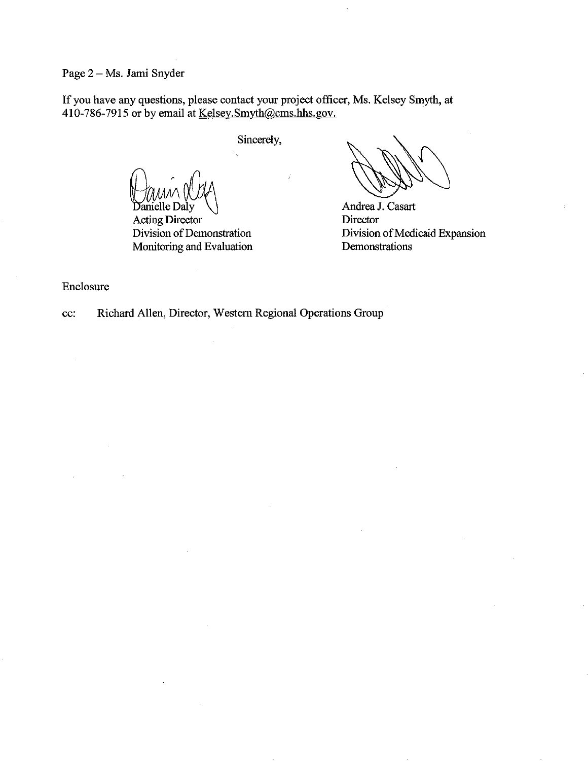Page 2 – Ms. Jami Snyder

If you have any questions, please contact your project officer, Ms. Kelsey Smyth, at 410-786-7915 or by email at Kelsey.Smyth@cms.hhs.gov.

Sincerely,

Danielle Daly
Acting Director
Division of Demonstration
Monitoring and Evaluation

Andrea J. Casart
Director
Division of Medicaid Expansion
Demonstrations

Enclosure

cc: Richard Allen, Director, Western Regional Operations Group